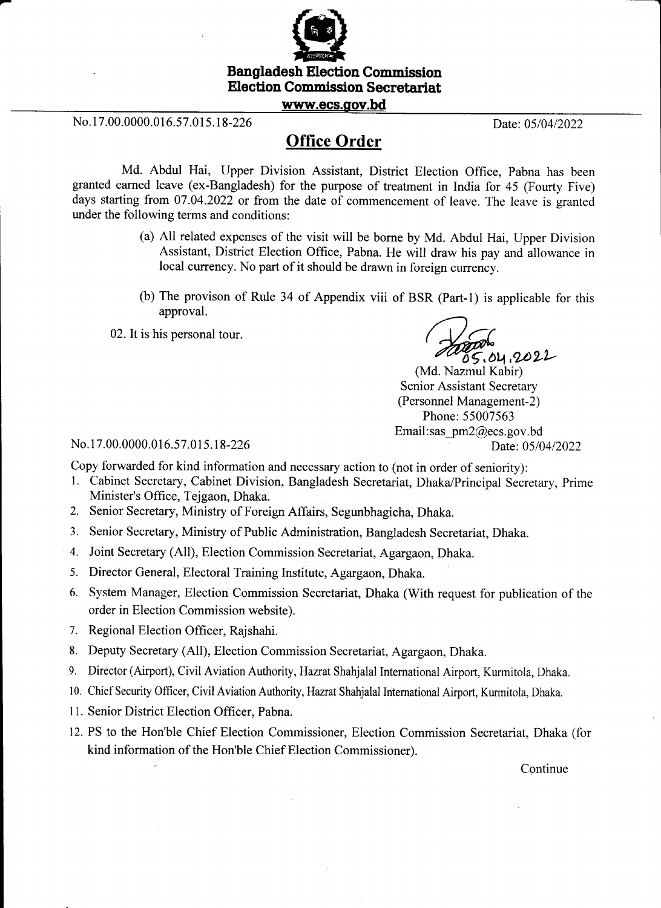**Bangladesh Election Commission**
**Election Commission Secretariat**
**www.ecs.gov.bd**

No.17.00.0000.016.57.015.18-226 Date: 05/04/2022

## Office Order

Md. Abdul Hai, Upper Division Assistant, District Election Office, Pabna has been granted earned leave (ex-Bangladesh) for the purpose of treatment in India for 45 (Fourty Five) days starting from 07.04.2022 or from the date of commencement of leave. The leave is granted under the following terms and conditions:

(a) All related expenses of the visit will be borne by Md. Abdul Hai, Upper Division Assistant, District Election Office, Pabna. He will draw his pay and allowance in local currency. No part of it should be drawn in foreign currency.

(b) The provison of Rule 34 of Appendix viii of BSR (Part-1) is applicable for this approval.

02. It is his personal tour.

05.04.2022
(Md. Nazmul Kabir)
Senior Assistant Secretary
(Personnel Management-2)
Phone: 55007563
Email:sas_pm2@ecs.gov.bd

No.17.00.0000.016.57.015.18-226 Date: 05/04/2022

Copy forwarded for kind information and necessary action to (not in order of seniority):

1. Cabinet Secretary, Cabinet Division, Bangladesh Secretariat, Dhaka/Principal Secretary, Prime Minister's Office, Tejgaon, Dhaka.
2. Senior Secretary, Ministry of Foreign Affairs, Segunbhagicha, Dhaka.
3. Senior Secretary, Ministry of Public Administration, Bangladesh Secretariat, Dhaka.
4. Joint Secretary (All), Election Commission Secretariat, Agargaon, Dhaka.
5. Director General, Electoral Training Institute, Agargaon, Dhaka.
6. System Manager, Election Commission Secretariat, Dhaka (With request for publication of the order in Election Commission website).
7. Regional Election Officer, Rajshahi.
8. Deputy Secretary (All), Election Commission Secretariat, Agargaon, Dhaka.
9. Director (Airport), Civil Aviation Authority, Hazrat Shahjalal International Airport, Kurmitola, Dhaka.
10. Chief Security Officer, Civil Aviation Authority, Hazrat Shahjalal International Airport, Kurmitola, Dhaka.
11. Senior District Election Officer, Pabna.
12. PS to the Hon'ble Chief Election Commissioner, Election Commission Secretariat, Dhaka (for kind information of the Hon'ble Chief Election Commissioner).

Continue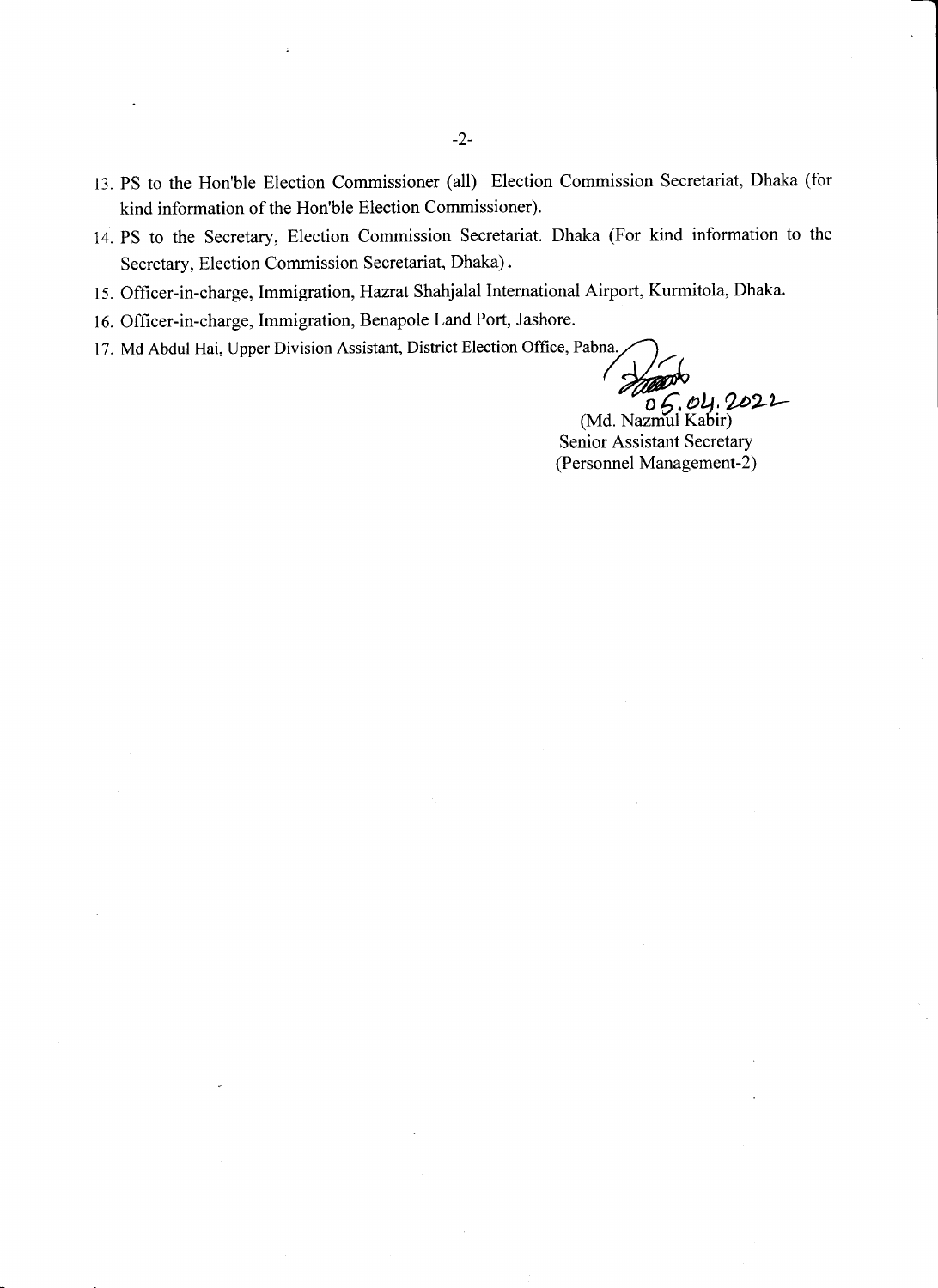13. PS to the Hon'ble Election Commissioner (all) Election Commission Secretariat, Dhaka (for kind information of the Hon'ble Election Commissioner).
14. PS to the Secretary, Election Commission Secretariat. Dhaka (For kind information to the Secretary, Election Commission Secretariat, Dhaka).
15. Officer-in-charge, Immigration, Hazrat Shahjalal International Airport, Kurmitola, Dhaka.
16. Officer-in-charge, Immigration, Benapole Land Port, Jashore.
17. Md Abdul Hai, Upper Division Assistant, District Election Office, Pabna.

05.04.2022

(Md. Nazmul Kabir)
Senior Assistant Secretary
(Personnel Management-2)